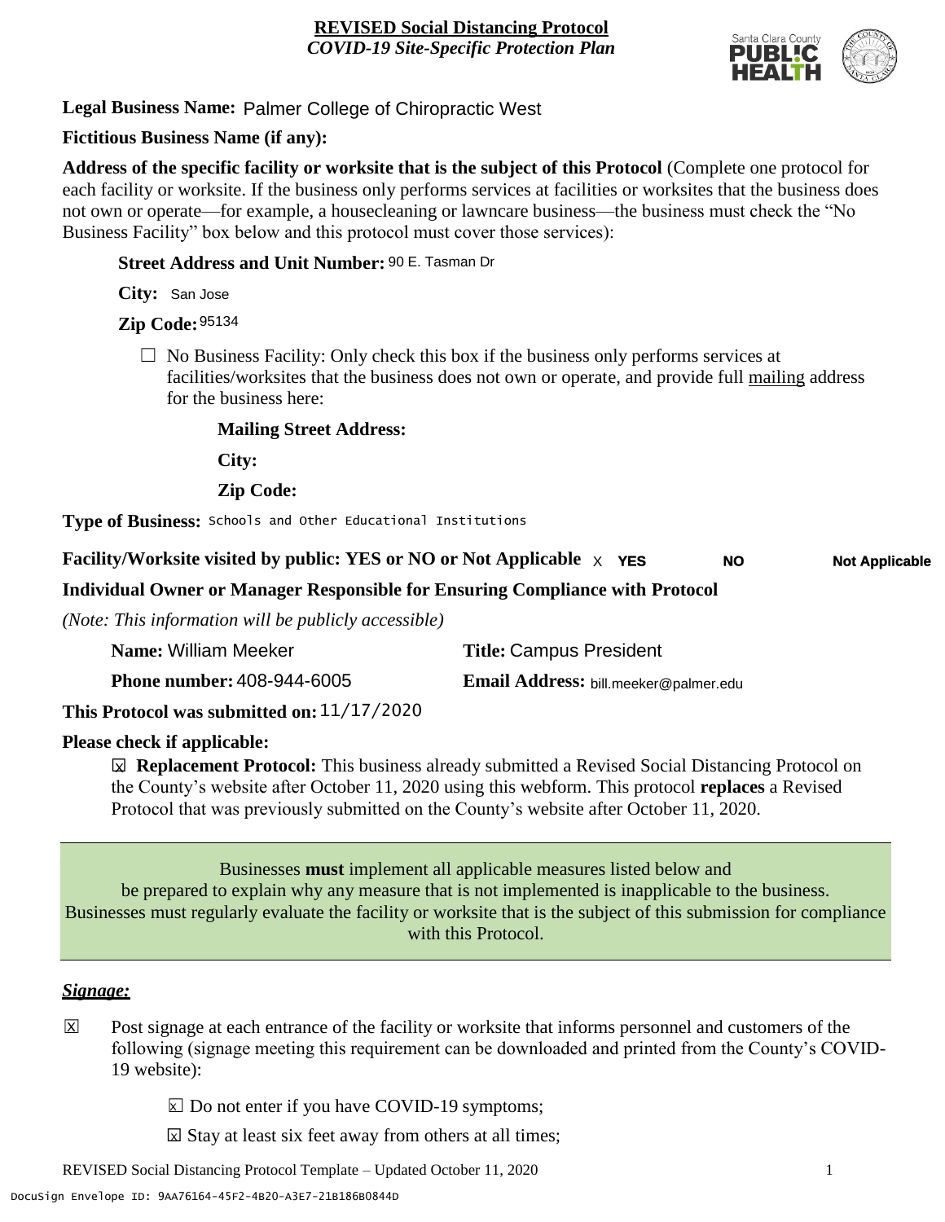**REVISED Social Distancing Protocol**
***COVID-19 Site-Specific Protection Plan***

**Legal Business Name:** Palmer College of Chiropractic West

**Fictitious Business Name (if any):**

**Address of the specific facility or worksite that is the subject of this Protocol** (Complete one protocol for each facility or worksite. If the business only performs services at facilities or worksites that the business does not own or operate—for example, a housecleaning or lawncare business—the business must check the "No Business Facility" box below and this protocol must cover those services):

**Street Address and Unit Number:** 90 E. Tasman Dr

**City:** San Jose

**Zip Code:** 95134

☐ No Business Facility: Only check this box if the business only performs services at facilities/worksites that the business does not own or operate, and provide full mailing address for the business here:

**Mailing Street Address:**

**City:**

**Zip Code:**

**Type of Business:** Schools and Other Educational Institutions

**Facility/Worksite visited by public: YES or NO or Not Applicable** X **YES** **NO** **Not Applicable**

**Individual Owner or Manager Responsible for Ensuring Compliance with Protocol**

*(Note: This information will be publicly accessible)*

**Name:** William Meeker **Title:** Campus President

**Phone number:** 408-944-6005 **Email Address:** bill.meeker@palmer.edu

**This Protocol was submitted on:** 11/17/2020

**Please check if applicable:**

☒ **Replacement Protocol:** This business already submitted a Revised Social Distancing Protocol on the County's website after October 11, 2020 using this webform. This protocol **replaces** a Revised Protocol that was previously submitted on the County's website after October 11, 2020.

Businesses **must** implement all applicable measures listed below and be prepared to explain why any measure that is not implemented is inapplicable to the business. Businesses must regularly evaluate the facility or worksite that is the subject of this submission for compliance with this Protocol.

***Signage:***

☒ Post signage at each entrance of the facility or worksite that informs personnel and customers of the following (signage meeting this requirement can be downloaded and printed from the County's COVID-19 website):

- ☒ Do not enter if you have COVID-19 symptoms;
- ☒ Stay at least six feet away from others at all times;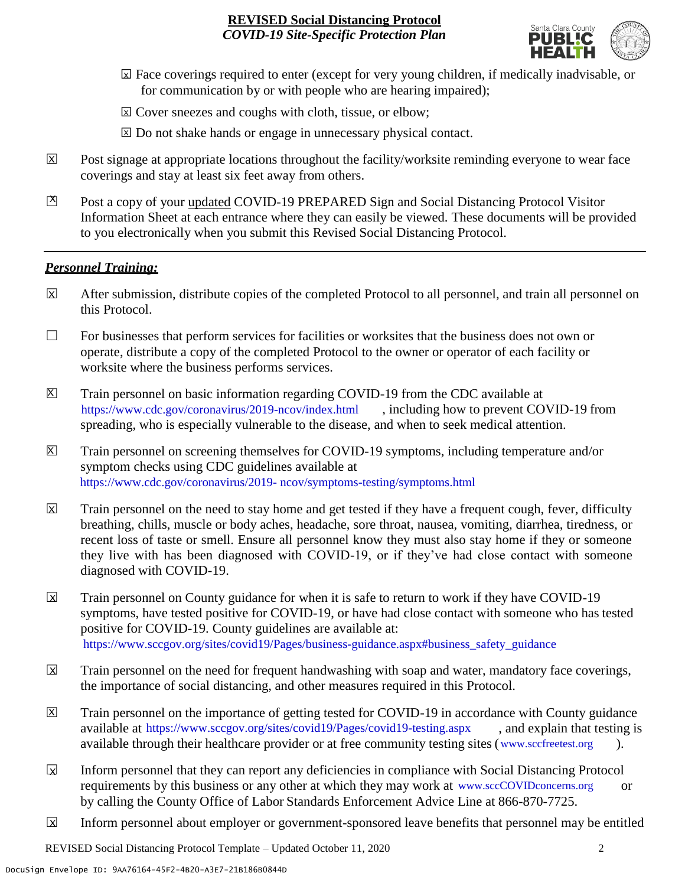- ☒ Face coverings required to enter (except for very young children, if medically inadvisable, or for communication by or with people who are hearing impaired);
- ☒ Cover sneezes and coughs with cloth, tissue, or elbow;
- ☒ Do not shake hands or engage in unnecessary physical contact.

☒ Post signage at appropriate locations throughout the facility/worksite reminding everyone to wear face coverings and stay at least six feet away from others.

☒ Post a copy of your updated COVID-19 PREPARED Sign and Social Distancing Protocol Visitor Information Sheet at each entrance where they can easily be viewed. These documents will be provided to you electronically when you submit this Revised Social Distancing Protocol.

---

***Personnel Training:***

☒ After submission, distribute copies of the completed Protocol to all personnel, and train all personnel on this Protocol.

☐ For businesses that perform services for facilities or worksites that the business does not own or operate, distribute a copy of the completed Protocol to the owner or operator of each facility or worksite where the business performs services.

☒ Train personnel on basic information regarding COVID-19 from the CDC available at https://www.cdc.gov/coronavirus/2019-ncov/index.html, including how to prevent COVID-19 from spreading, who is especially vulnerable to the disease, and when to seek medical attention.

☒ Train personnel on screening themselves for COVID-19 symptoms, including temperature and/or symptom checks using CDC guidelines available at https://www.cdc.gov/coronavirus/2019- ncov/symptoms-testing/symptoms.html

☒ Train personnel on the need to stay home and get tested if they have a frequent cough, fever, difficulty breathing, chills, muscle or body aches, headache, sore throat, nausea, vomiting, diarrhea, tiredness, or recent loss of taste or smell. Ensure all personnel know they must also stay home if they or someone they live with has been diagnosed with COVID-19, or if they've had close contact with someone diagnosed with COVID-19.

☒ Train personnel on County guidance for when it is safe to return to work if they have COVID-19 symptoms, have tested positive for COVID-19, or have had close contact with someone who has tested positive for COVID-19. County guidelines are available at: https://www.sccgov.org/sites/covid19/Pages/business-guidance.aspx#business_safety_guidance

☒ Train personnel on the need for frequent handwashing with soap and water, mandatory face coverings, the importance of social distancing, and other measures required in this Protocol.

☒ Train personnel on the importance of getting tested for COVID-19 in accordance with County guidance available at https://www.sccgov.org/sites/covid19/Pages/covid19-testing.aspx, and explain that testing is available through their healthcare provider or at free community testing sites (www.sccfreetest.org).

☒ Inform personnel that they can report any deficiencies in compliance with Social Distancing Protocol requirements by this business or any other at which they may work at www.sccCOVIDconcerns.org or by calling the County Office of Labor Standards Enforcement Advice Line at 866-870-7725.

☒ Inform personnel about employer or government-sponsored leave benefits that personnel may be entitled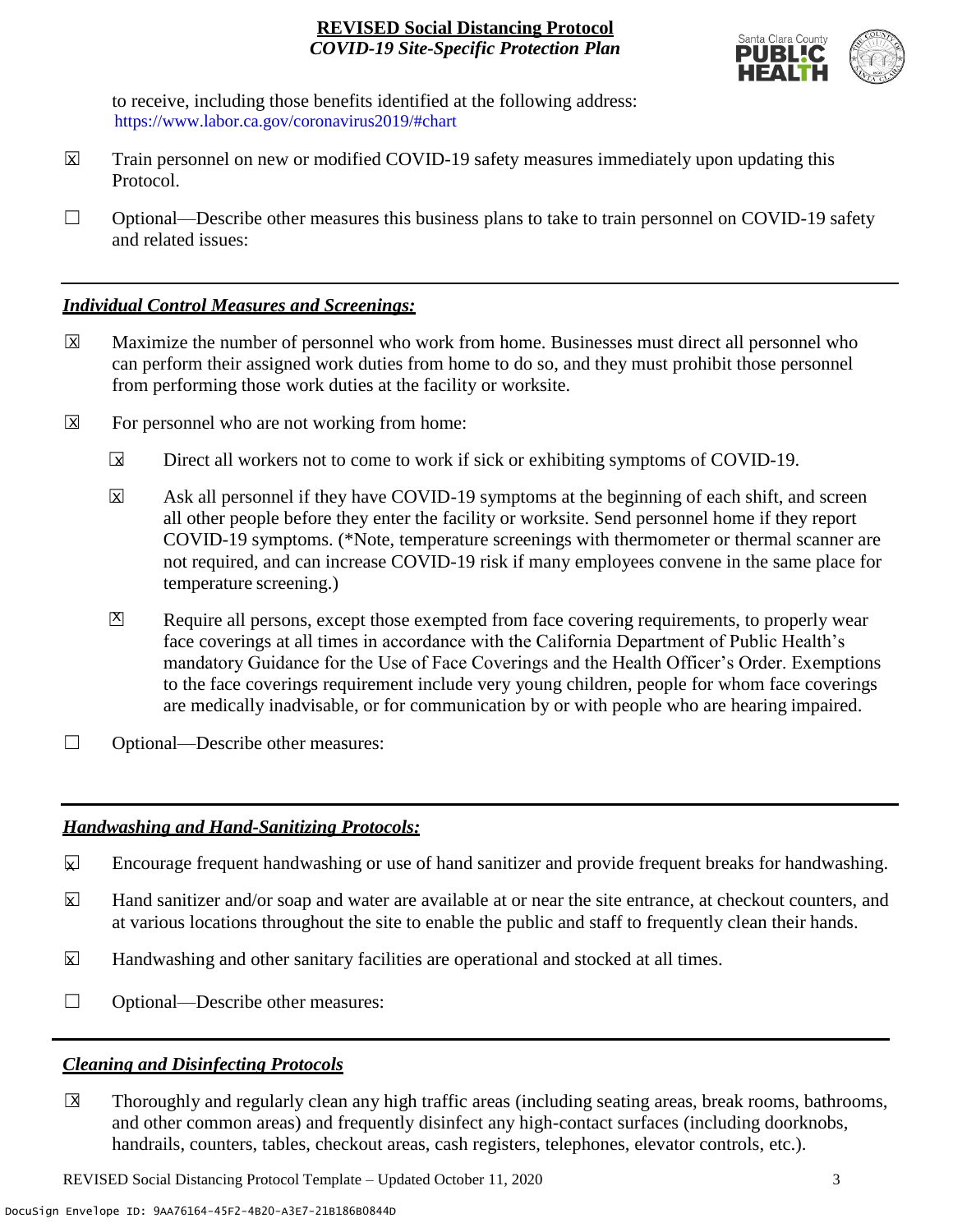to receive, including those benefits identified at the following address: https://www.labor.ca.gov/coronavirus2019/#chart

☒ Train personnel on new or modified COVID-19 safety measures immediately upon updating this Protocol.

☐ Optional—Describe other measures this business plans to take to train personnel on COVID-19 safety and related issues:

## *Individual Control Measures and Screenings:*

☒ Maximize the number of personnel who work from home. Businesses must direct all personnel who can perform their assigned work duties from home to do so, and they must prohibit those personnel from performing those work duties at the facility or worksite.

☒ For personnel who are not working from home:

- ☒ Direct all workers not to come to work if sick or exhibiting symptoms of COVID-19.
- ☒ Ask all personnel if they have COVID-19 symptoms at the beginning of each shift, and screen all other people before they enter the facility or worksite. Send personnel home if they report COVID-19 symptoms. (*Note, temperature screenings with thermometer or thermal scanner are not required, and can increase COVID-19 risk if many employees convene in the same place for temperature screening.)
- ☒ Require all persons, except those exempted from face covering requirements, to properly wear face coverings at all times in accordance with the California Department of Public Health's mandatory Guidance for the Use of Face Coverings and the Health Officer's Order. Exemptions to the face coverings requirement include very young children, people for whom face coverings are medically inadvisable, or for communication by or with people who are hearing impaired.

☐ Optional—Describe other measures:

## *Handwashing and Hand-Sanitizing Protocols:*

☒ Encourage frequent handwashing or use of hand sanitizer and provide frequent breaks for handwashing.

☒ Hand sanitizer and/or soap and water are available at or near the site entrance, at checkout counters, and at various locations throughout the site to enable the public and staff to frequently clean their hands.

☒ Handwashing and other sanitary facilities are operational and stocked at all times.

☐ Optional—Describe other measures:

## *Cleaning and Disinfecting Protocols*

☒ Thoroughly and regularly clean any high traffic areas (including seating areas, break rooms, bathrooms, and other common areas) and frequently disinfect any high-contact surfaces (including doorknobs, handrails, counters, tables, checkout areas, cash registers, telephones, elevator controls, etc.).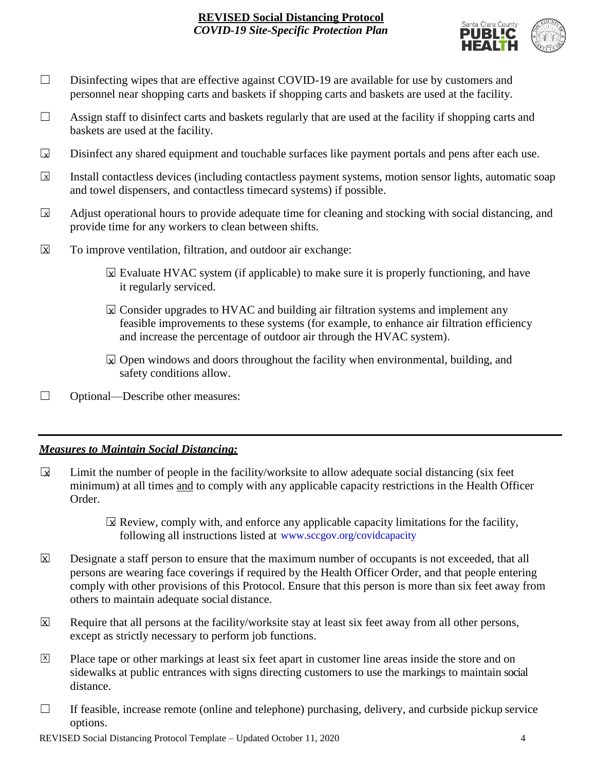- ☐ Disinfecting wipes that are effective against COVID-19 are available for use by customers and personnel near shopping carts and baskets if shopping carts and baskets are used at the facility.
- ☐ Assign staff to disinfect carts and baskets regularly that are used at the facility if shopping carts and baskets are used at the facility.
- ☒ Disinfect any shared equipment and touchable surfaces like payment portals and pens after each use.
- ☒ Install contactless devices (including contactless payment systems, motion sensor lights, automatic soap and towel dispensers, and contactless timecard systems) if possible.
- ☒ Adjust operational hours to provide adequate time for cleaning and stocking with social distancing, and provide time for any workers to clean between shifts.
- ☒ To improve ventilation, filtration, and outdoor air exchange:
  - ☒ Evaluate HVAC system (if applicable) to make sure it is properly functioning, and have it regularly serviced.
  - ☒ Consider upgrades to HVAC and building air filtration systems and implement any feasible improvements to these systems (for example, to enhance air filtration efficiency and increase the percentage of outdoor air through the HVAC system).
  - ☒ Open windows and doors throughout the facility when environmental, building, and safety conditions allow.
- ☐ Optional—Describe other measures:

---

## *Measures to Maintain Social Distancing:*

- ☒ Limit the number of people in the facility/worksite to allow adequate social distancing (six feet minimum) at all times and to comply with any applicable capacity restrictions in the Health Officer Order.
  - ☒ Review, comply with, and enforce any applicable capacity limitations for the facility, following all instructions listed at www.sccgov.org/covidcapacity
- ☒ Designate a staff person to ensure that the maximum number of occupants is not exceeded, that all persons are wearing face coverings if required by the Health Officer Order, and that people entering comply with other provisions of this Protocol. Ensure that this person is more than six feet away from others to maintain adequate social distance.
- ☒ Require that all persons at the facility/worksite stay at least six feet away from all other persons, except as strictly necessary to perform job functions.
- ☒ Place tape or other markings at least six feet apart in customer line areas inside the store and on sidewalks at public entrances with signs directing customers to use the markings to maintain social distance.
- ☐ If feasible, increase remote (online and telephone) purchasing, delivery, and curbside pickup service options.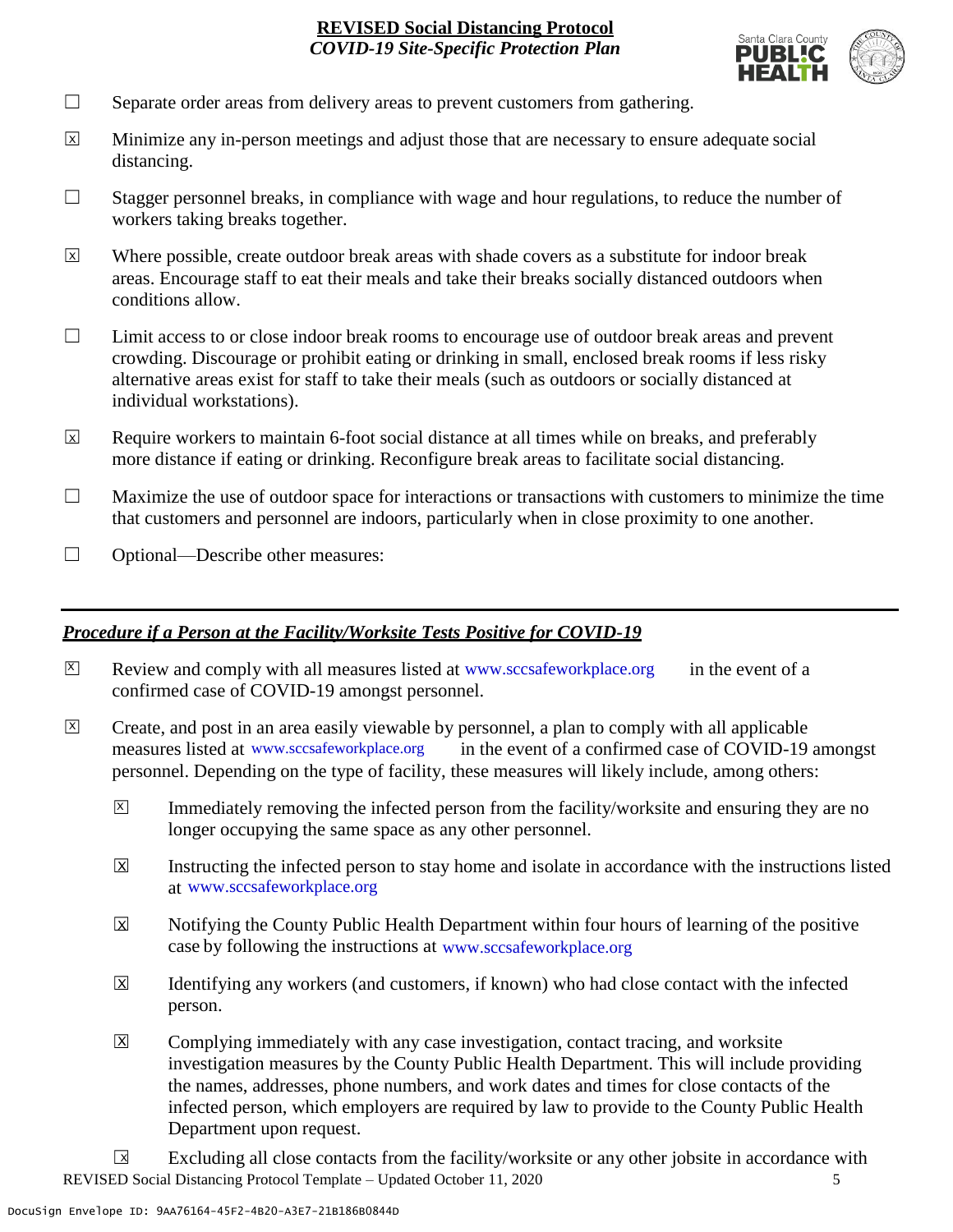- ☐ Separate order areas from delivery areas to prevent customers from gathering.
- ☒ Minimize any in-person meetings and adjust those that are necessary to ensure adequate social distancing.
- ☐ Stagger personnel breaks, in compliance with wage and hour regulations, to reduce the number of workers taking breaks together.
- ☒ Where possible, create outdoor break areas with shade covers as a substitute for indoor break areas. Encourage staff to eat their meals and take their breaks socially distanced outdoors when conditions allow.
- ☐ Limit access to or close indoor break rooms to encourage use of outdoor break areas and prevent crowding. Discourage or prohibit eating or drinking in small, enclosed break rooms if less risky alternative areas exist for staff to take their meals (such as outdoors or socially distanced at individual workstations).
- ☒ Require workers to maintain 6-foot social distance at all times while on breaks, and preferably more distance if eating or drinking. Reconfigure break areas to facilitate social distancing.
- ☐ Maximize the use of outdoor space for interactions or transactions with customers to minimize the time that customers and personnel are indoors, particularly when in close proximity to one another.
- ☐ Optional—Describe other measures:

---

## ***Procedure if a Person at the Facility/Worksite Tests Positive for COVID-19***

- ☒ Review and comply with all measures listed at www.sccsafeworkplace.org in the event of a confirmed case of COVID-19 amongst personnel.
- ☒ Create, and post in an area easily viewable by personnel, a plan to comply with all applicable measures listed at www.sccsafeworkplace.org in the event of a confirmed case of COVID-19 amongst personnel. Depending on the type of facility, these measures will likely include, among others:
  - ☒ Immediately removing the infected person from the facility/worksite and ensuring they are no longer occupying the same space as any other personnel.
  - ☒ Instructing the infected person to stay home and isolate in accordance with the instructions listed at www.sccsafeworkplace.org
  - ☒ Notifying the County Public Health Department within four hours of learning of the positive case by following the instructions at www.sccsafeworkplace.org
  - ☒ Identifying any workers (and customers, if known) who had close contact with the infected person.
  - ☒ Complying immediately with any case investigation, contact tracing, and worksite investigation measures by the County Public Health Department. This will include providing the names, addresses, phone numbers, and work dates and times for close contacts of the infected person, which employers are required by law to provide to the County Public Health Department upon request.
  - ☒ Excluding all close contacts from the facility/worksite or any other jobsite in accordance with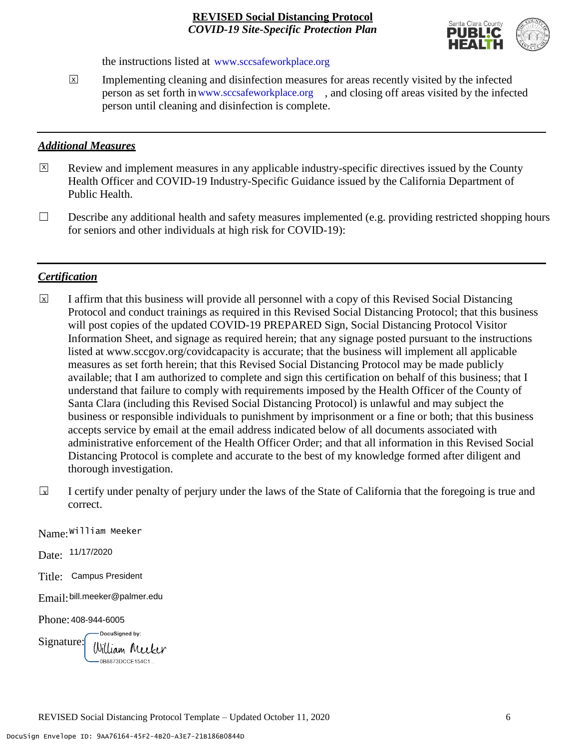the instructions listed at www.sccsafeworkplace.org

☒ Implementing cleaning and disinfection measures for areas recently visited by the infected person as set forth in www.sccsafeworkplace.org, and closing off areas visited by the infected person until cleaning and disinfection is complete.

## *Additional Measures*

☒ Review and implement measures in any applicable industry-specific directives issued by the County Health Officer and COVID-19 Industry-Specific Guidance issued by the California Department of Public Health.

☐ Describe any additional health and safety measures implemented (e.g. providing restricted shopping hours for seniors and other individuals at high risk for COVID-19):

## *Certification*

☒ I affirm that this business will provide all personnel with a copy of this Revised Social Distancing Protocol and conduct trainings as required in this Revised Social Distancing Protocol; that this business will post copies of the updated COVID-19 PREPARED Sign, Social Distancing Protocol Visitor Information Sheet, and signage as required herein; that any signage posted pursuant to the instructions listed at www.sccgov.org/covidcapacity is accurate; that the business will implement all applicable measures as set forth herein; that this Revised Social Distancing Protocol may be made publicly available; that I am authorized to complete and sign this certification on behalf of this business; that I understand that failure to comply with requirements imposed by the Health Officer of the County of Santa Clara (including this Revised Social Distancing Protocol) is unlawful and may subject the business or responsible individuals to punishment by imprisonment or a fine or both; that this business accepts service by email at the email address indicated below of all documents associated with administrative enforcement of the Health Officer Order; and that all information in this Revised Social Distancing Protocol is complete and accurate to the best of my knowledge formed after diligent and thorough investigation.

☒ I certify under penalty of perjury under the laws of the State of California that the foregoing is true and correct.

Name: William Meeker

Date: 11/17/2020

Title: Campus President

Email: bill.meeker@palmer.edu

Phone: 408-944-6005

Signature: DocuSigned by: William Meeker 0B8873DCCE154C1...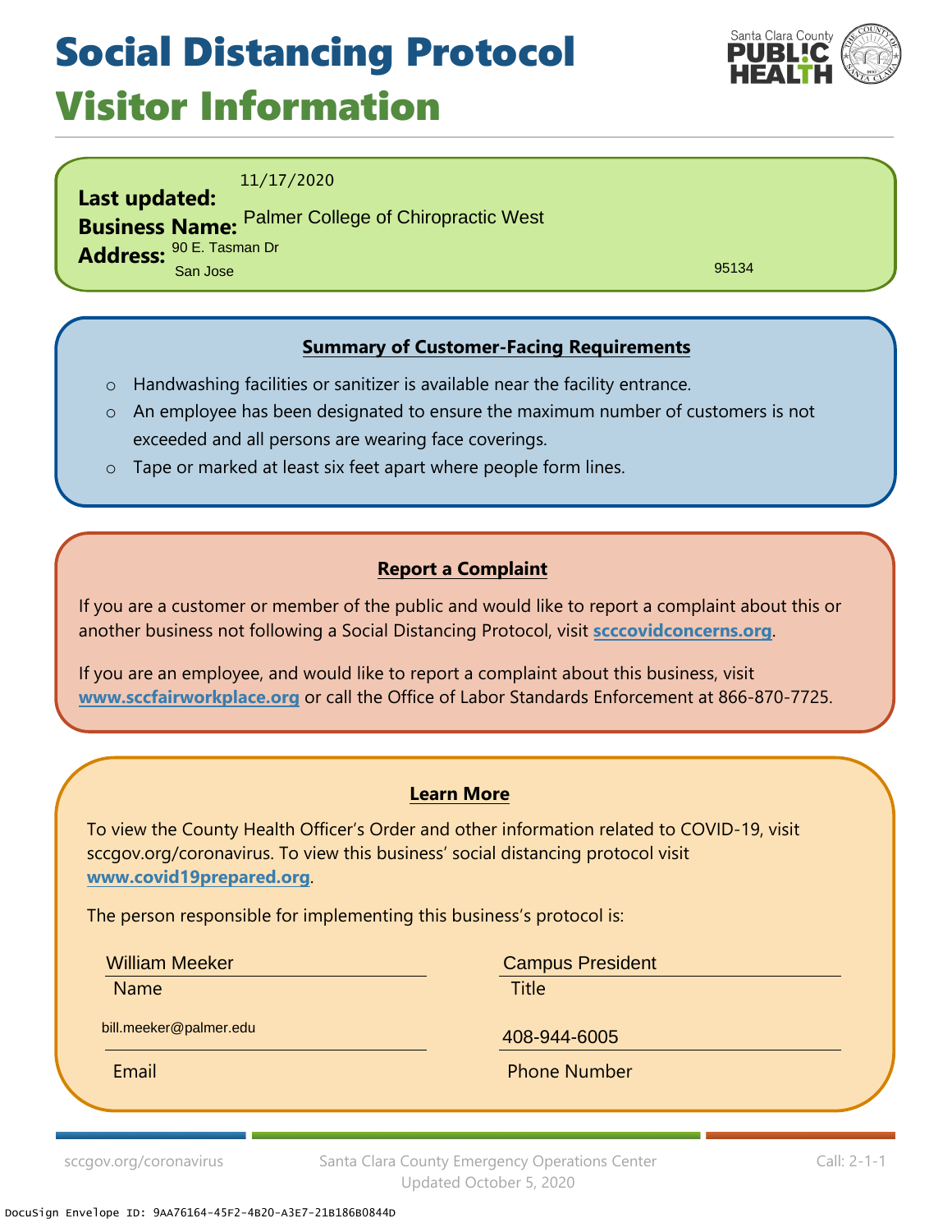# Social Distancing Protocol
## Visitor Information

**Last updated:** 11/17/2020
**Business Name:** Palmer College of Chiropractic West
**Address:** 90 E. Tasman Dr
San Jose 95134

### Summary of Customer-Facing Requirements

- Handwashing facilities or sanitizer is available near the facility entrance.
- An employee has been designated to ensure the maximum number of customers is not exceeded and all persons are wearing face coverings.
- Tape or marked at least six feet apart where people form lines.

### Report a Complaint

If you are a customer or member of the public and would like to report a complaint about this or another business not following a Social Distancing Protocol, visit **scccovidconcerns.org**.

If you are an employee, and would like to report a complaint about this business, visit **www.sccfairworkplace.org** or call the Office of Labor Standards Enforcement at 866-870-7725.

### Learn More

To view the County Health Officer's Order and other information related to COVID-19, visit sccgov.org/coronavirus. To view this business' social distancing protocol visit **www.covid19prepared.org**.

The person responsible for implementing this business's protocol is:

Name: William Meeker
Title: Campus President
Email: bill.meeker@palmer.edu
Phone Number: 408-944-6005

sccgov.org/coronavirus | Santa Clara County Emergency Operations Center Updated October 5, 2020 | Call: 2-1-1

DocuSign Envelope ID: 9AA76164-45F2-4B20-A3E7-21B186B0844D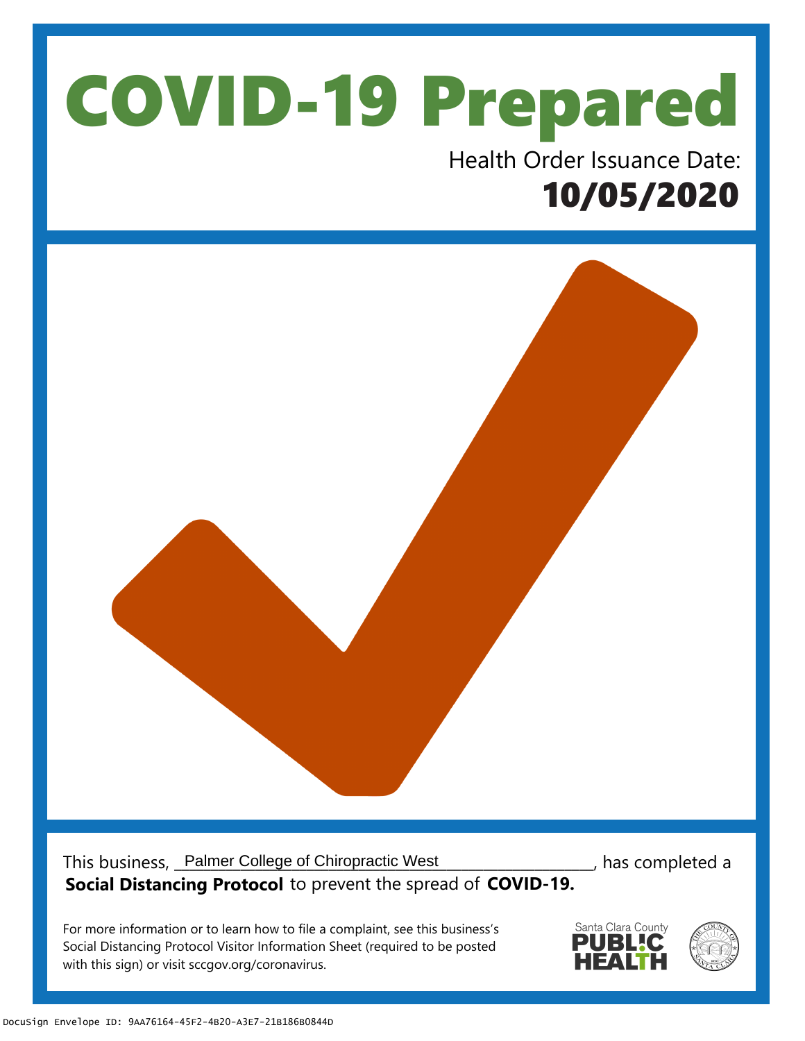# COVID-19 Prepared

Health Order Issuance Date:

**10/05/2020**

This business, Palmer College of Chiropractic West, has completed a **Social Distancing Protocol** to prevent the spread of **COVID-19.**

For more information or to learn how to file a complaint, see this business's Social Distancing Protocol Visitor Information Sheet (required to be posted with this sign) or visit sccgov.org/coronavirus.

Santa Clara County PUBLIC HEALTH

DocuSign Envelope ID: 9AA76164-45F2-4B20-A3E7-21B186B0844D